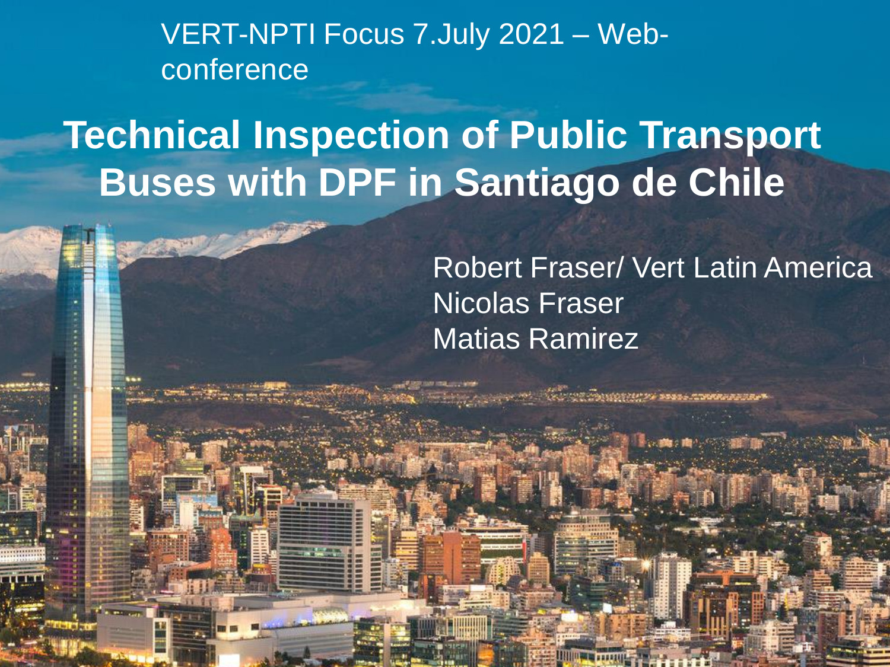VERT-NPTI Focus 7.July 2021 – Web-conference

# Technical Inspection of Public Transport Buses with DPF in Santiago de Chile

Robert Fraser/ Vert Latin America
Nicolas Fraser
Matias Ramirez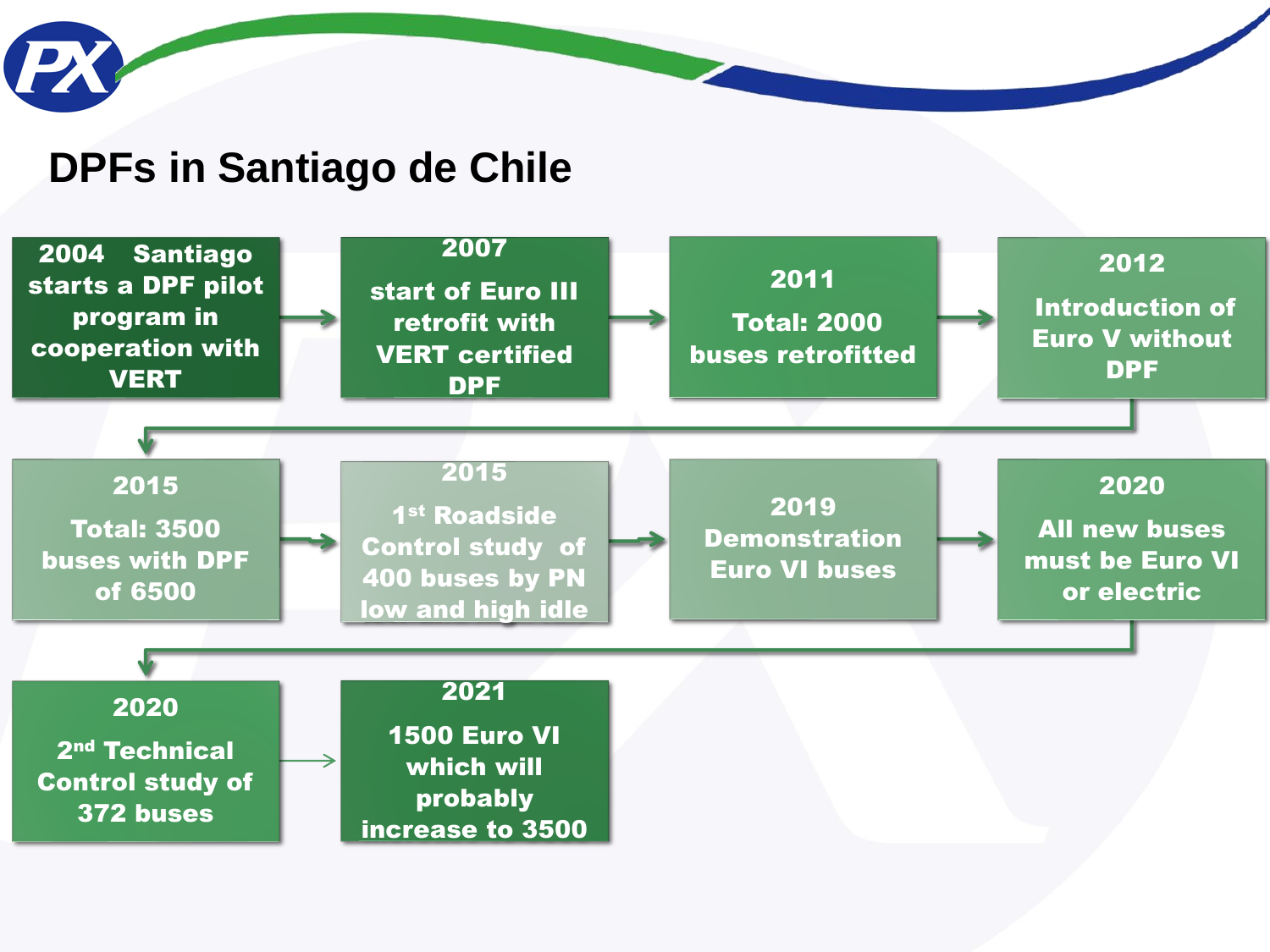# DPFs in Santiago de Chile

- **2004** Santiago starts a DPF pilot program in cooperation with VERT
- **2007** start of Euro III retrofit with VERT certified DPF
- **2011** Total: 2000 buses retrofitted
- **2012** Introduction of Euro V without DPF
- **2015** Total: 3500 buses with DPF of 6500
- **2015** 1st Roadside Control study of 400 buses by PN low and high idle
- **2019** Demonstration Euro VI buses
- **2020** All new buses must be Euro VI or electric
- **2020** 2nd Technical Control study of 372 buses
- **2021** 1500 Euro VI which will probably increase to 3500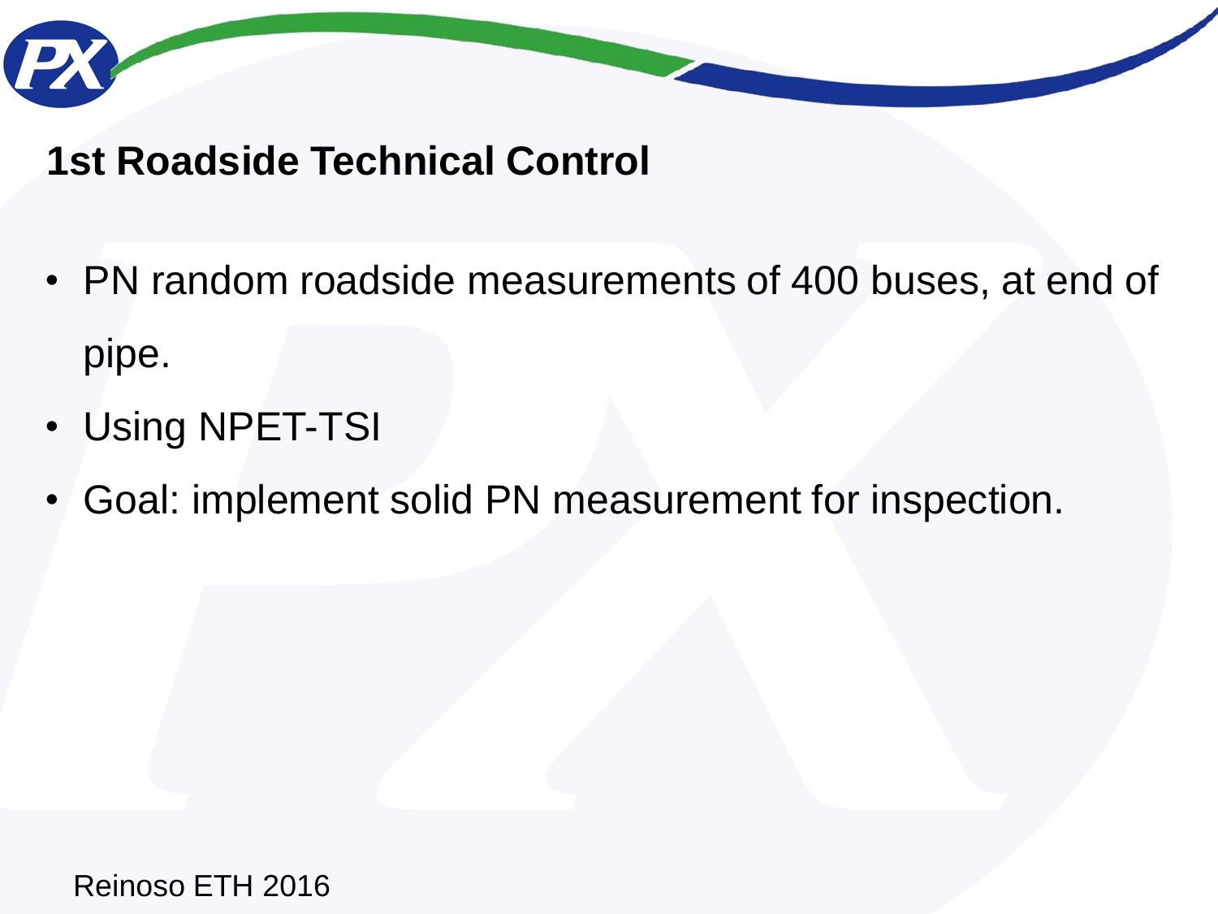## 1st Roadside Technical Control

- PN random roadside measurements of 400 buses, at end of pipe.
- Using NPET-TSI
- Goal: implement solid PN measurement for inspection.

Reinoso ETH 2016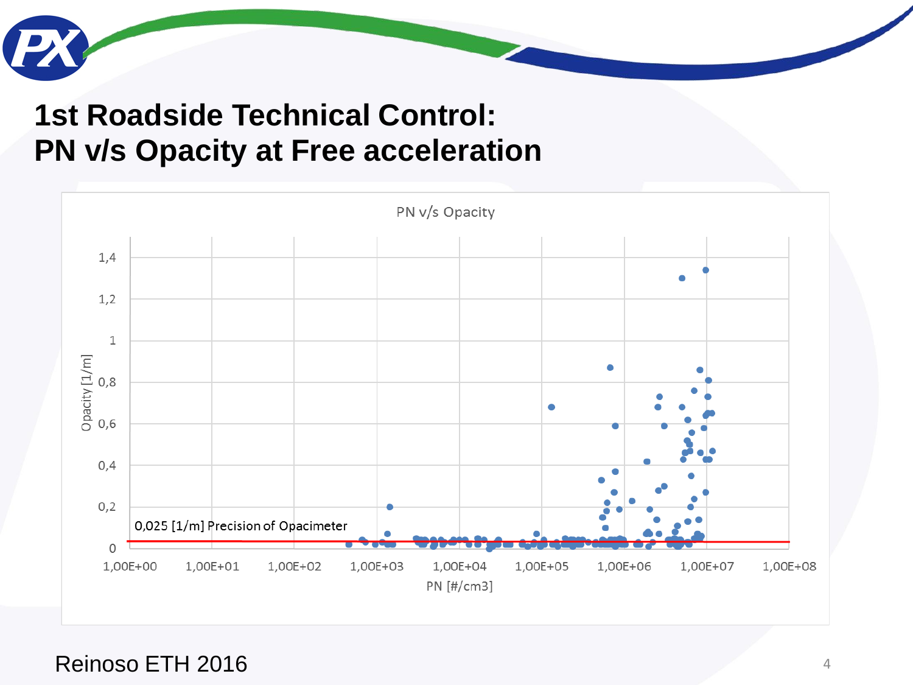# 1st Roadside Technical Control: PN v/s Opacity at Free acceleration

PN v/s Opacity

Opacity [1/m]: 0, 0,2, 0,4, 0,6, 0,8, 1, 1,2, 1,4

PN [#/cm3]: 1,00E+00, 1,00E+01, 1,00E+02, 1,00E+03, 1,00E+04, 1,00E+05, 1,00E+06, 1,00E+07, 1,00E+08

0,025 [1/m] Precision of Opacimeter

Reinoso ETH 2016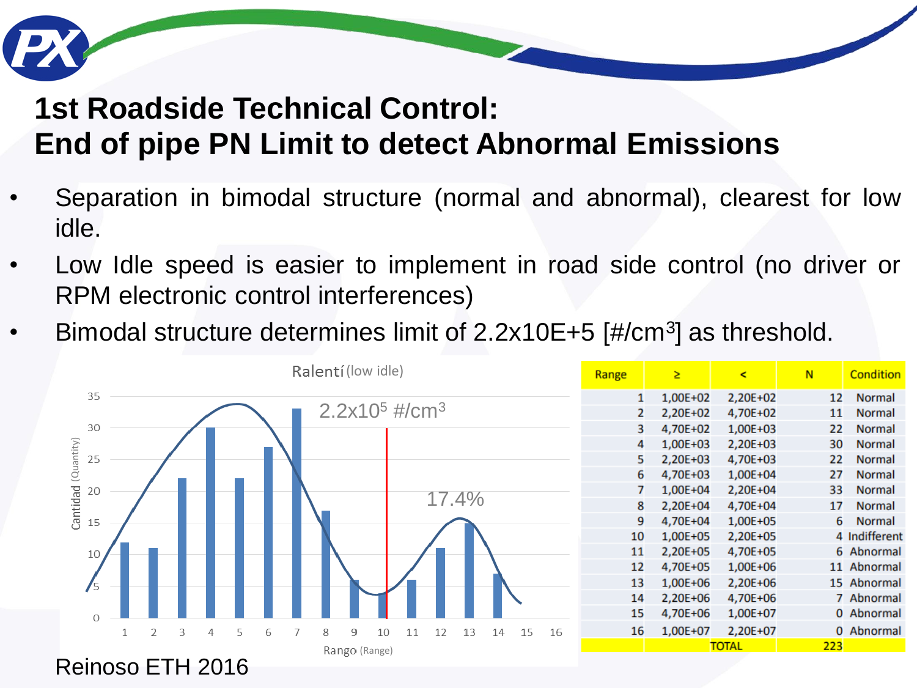# 1st Roadside Technical Control: End of pipe PN Limit to detect Abnormal Emissions

- Separation in bimodal structure (normal and abnormal), clearest for low idle.
- Low Idle speed is easier to implement in road side control (no driver or RPM electronic control interferences)
- Bimodal structure determines limit of 2.2x10E+5 [#/cm³] as threshold.

Ralentí (low idle)

$2.2 \times 10^5$ #/cm³

17.4%

Cantidad (Quantity)

Rango (Range)

| Range | ≥ | < | N | Condition |
|---|---|---|---|---|
| 1 | 1,00E+02 | 2,20E+02 | 12 | Normal |
| 2 | 2,20E+02 | 4,70E+02 | 11 | Normal |
| 3 | 4,70E+02 | 1,00E+03 | 22 | Normal |
| 4 | 1,00E+03 | 2,20E+03 | 30 | Normal |
| 5 | 2,20E+03 | 4,70E+03 | 22 | Normal |
| 6 | 4,70E+03 | 1,00E+04 | 27 | Normal |
| 7 | 1,00E+04 | 2,20E+04 | 33 | Normal |
| 8 | 2,20E+04 | 4,70E+04 | 17 | Normal |
| 9 | 4,70E+04 | 1,00E+05 | 6 | Normal |
| 10 | 1,00E+05 | 2,20E+05 | 4 | Indifferent |
| 11 | 2,20E+05 | 4,70E+05 | 6 | Abnormal |
| 12 | 4,70E+05 | 1,00E+06 | 11 | Abnormal |
| 13 | 1,00E+06 | 2,20E+06 | 15 | Abnormal |
| 14 | 2,20E+06 | 4,70E+06 | 7 | Abnormal |
| 15 | 4,70E+06 | 1,00E+07 | 0 | Abnormal |
| 16 | 1,00E+07 | 2,20E+07 | 0 | Abnormal |
| | | TOTAL | 223 | |

Reinoso ETH 2016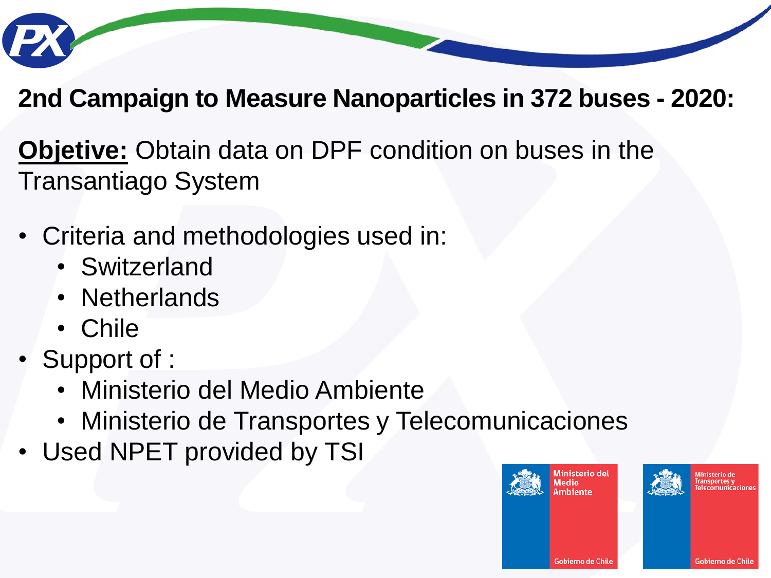## 2nd Campaign to Measure Nanoparticles in 372 buses - 2020:

**Objetive:** Obtain data on DPF condition on buses in the Transantiago System

- Criteria and methodologies used in:
  - Switzerland
  - Netherlands
  - Chile
- Support of :
  - Ministerio del Medio Ambiente
  - Ministerio de Transportes y Telecomunicaciones
- Used NPET provided by TSI

Ministerio del Medio Ambiente
Gobierno de Chile

Ministerio de Transportes y Telecomunicaciones
Gobierno de Chile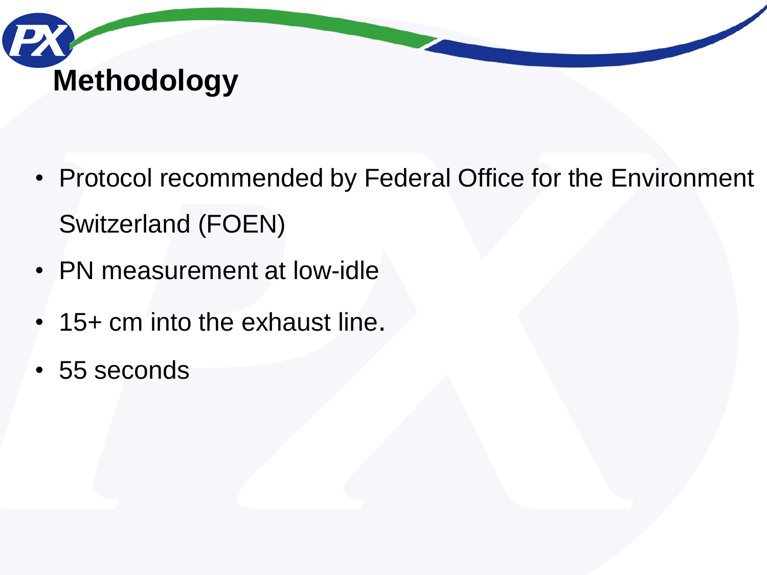# Methodology

- Protocol recommended by Federal Office for the Environment Switzerland (FOEN)
- PN measurement at low-idle
- 15+ cm into the exhaust line.
- 55 seconds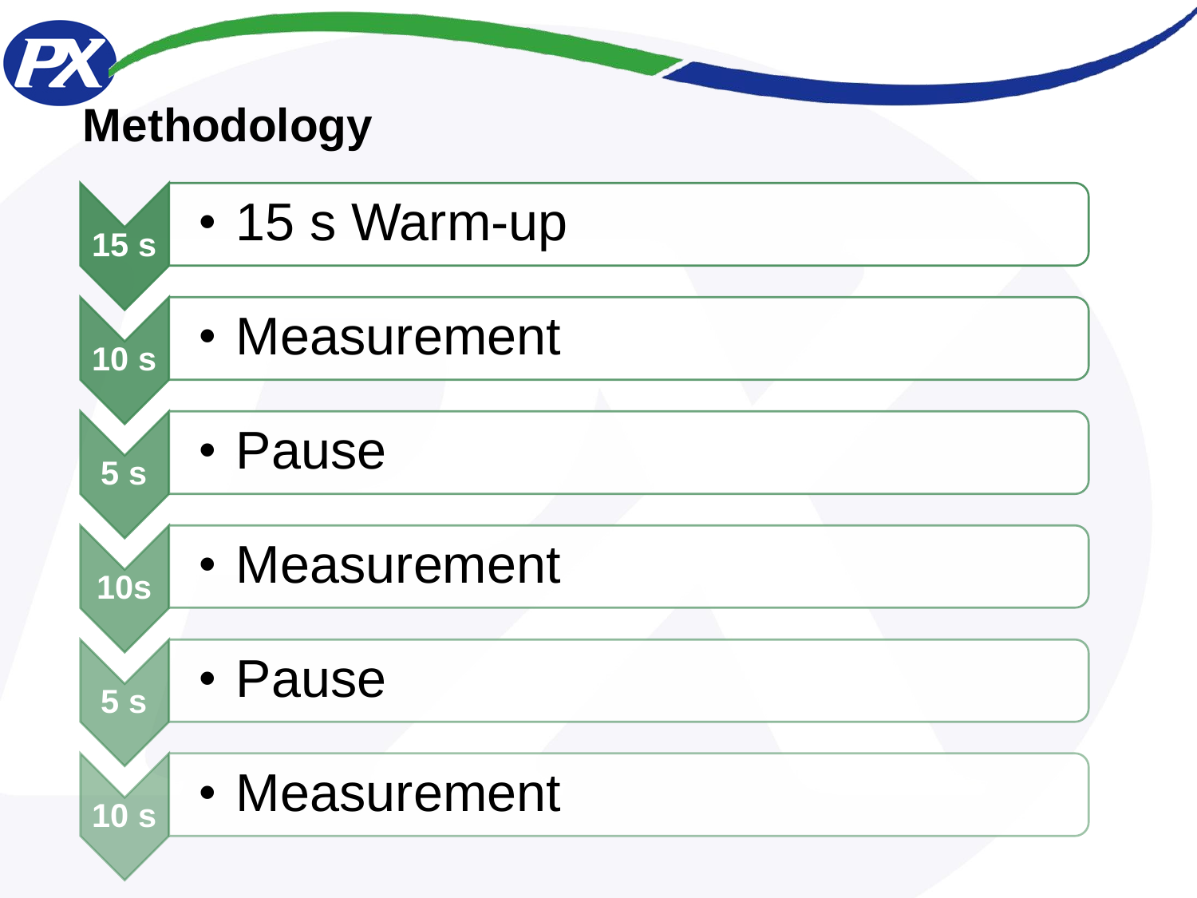# Methodology

| Duration | Step |
|---|---|
| 15 s | 15 s Warm-up |
| 10 s | Measurement |
| 5 s | Pause |
| 10s | Measurement |
| 5 s | Pause |
| 10 s | Measurement |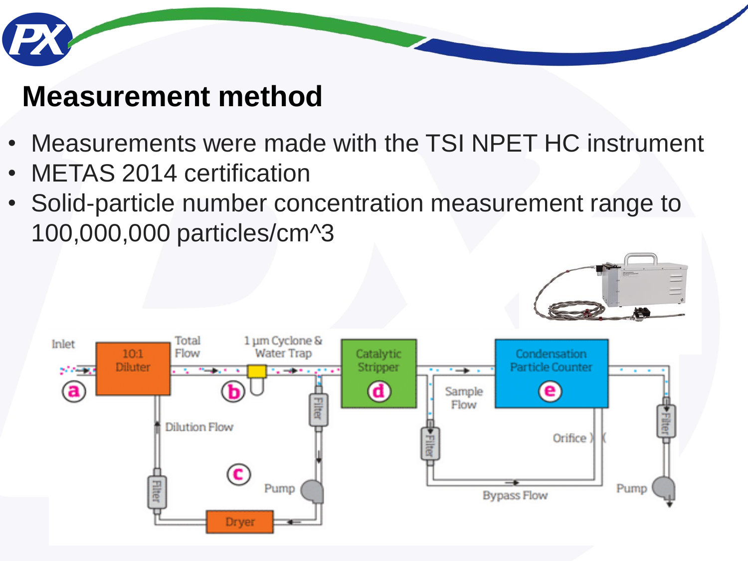# Measurement method

- Measurements were made with the TSI NPET HC instrument
- METAS 2014 certification
- Solid-particle number concentration measurement range to 100,000,000 particles/cm^3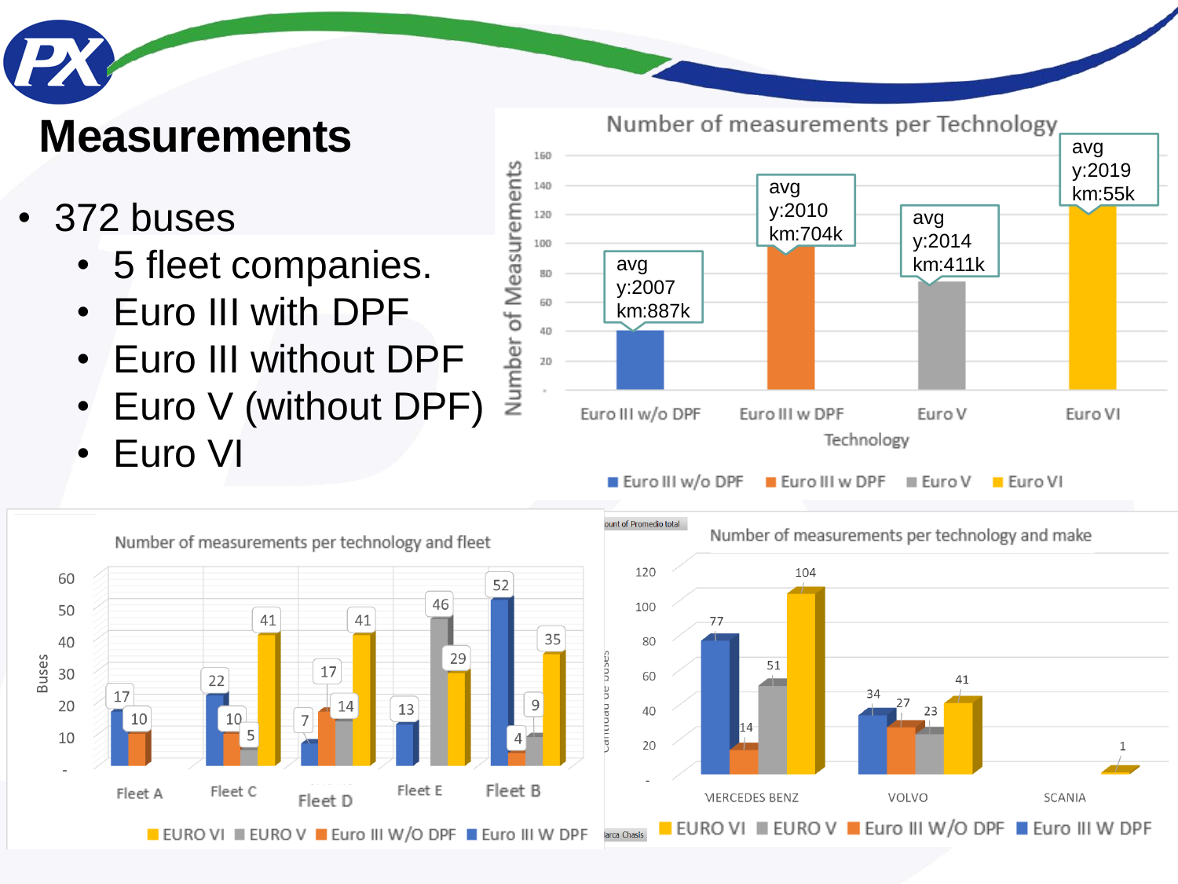# Measurements

- 372 buses
  - 5 fleet companies.
  - Euro III with DPF
  - Euro III without DPF
  - Euro V (without DPF)
  - Euro VI

**Number of measurements per Technology**

| Technology | Number of Measurements | avg y | avg km |
|---|---|---|---|
| Euro III w/o DPF | ~40 | 2007 | 887k |
| Euro III w DPF | ~100 | 2010 | 704k |
| Euro V | ~74 | 2014 | 411k |
| Euro VI | ~127 | 2019 | 55k |

**Number of measurements per technology and fleet**

| Fleet | Euro III W DPF | Euro III W/O DPF | EURO V | EURO VI |
|---|---|---|---|---|
| Fleet A | 17 | 10 | | |
| Fleet C | 22 | 10 | 5 | 41 |
| Fleet D | 7 | 17 | 14 | 41 |
| Fleet E | 13 | | 46 | 29 |
| Fleet B | 52 | 4 | 9 | 35 |

**Number of measurements per technology and make**

| Make | Euro III W DPF | Euro III W/O DPF | EURO V | EURO VI |
|---|---|---|---|---|
| MERCEDES BENZ | 77 | 14 | 51 | 104 |
| VOLVO | 34 | 27 | 23 | 41 |
| SCANIA | | | | 1 |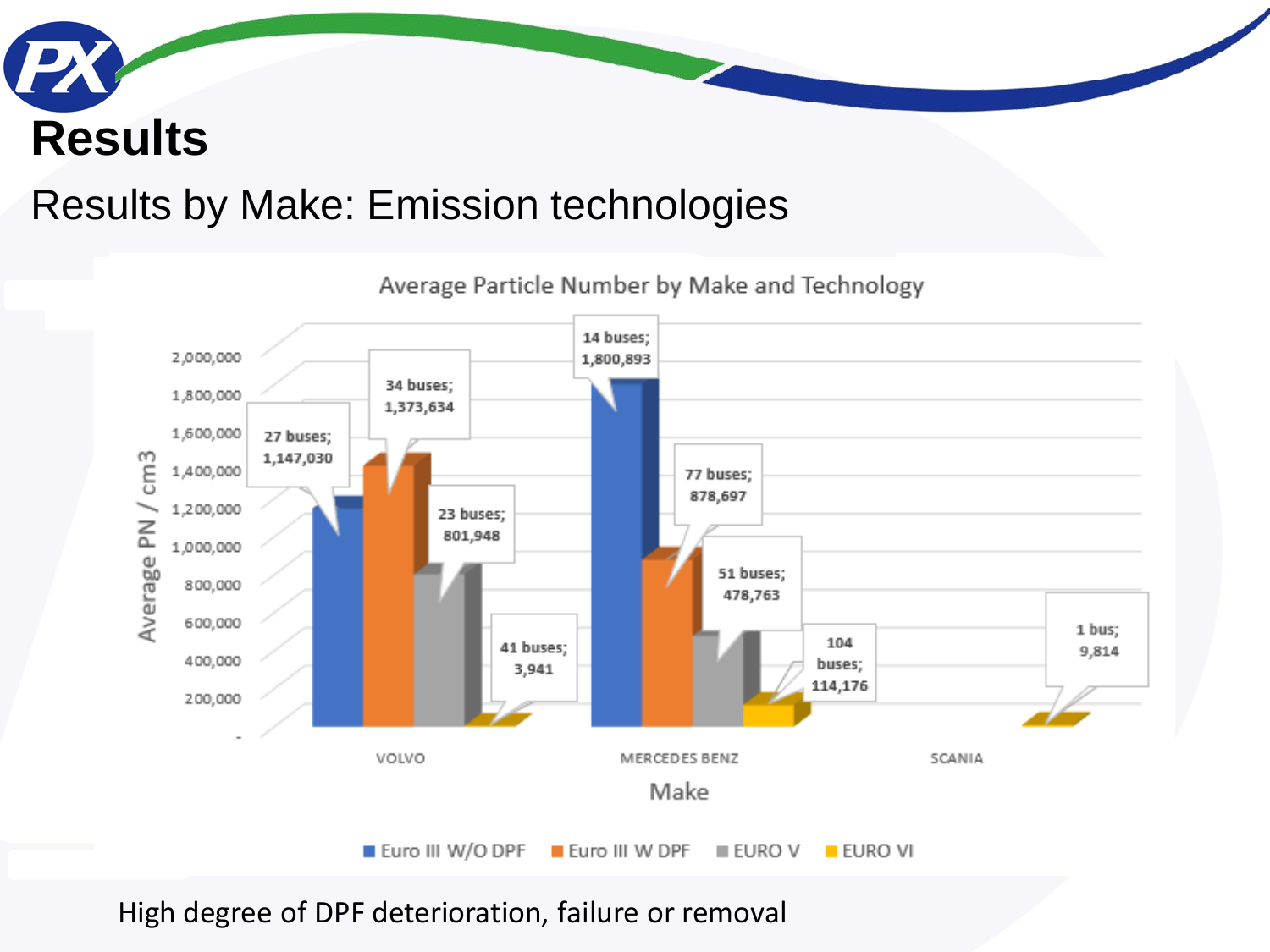# Results

## Results by Make: Emission technologies

**Average Particle Number by Make and Technology**

| Make | Euro III W/O DPF | Euro III W DPF | EURO V | EURO VI |
|---|---|---|---|---|
| VOLVO | 27 buses; 1,147,030 | 34 buses; 1,373,634 | 23 buses; 801,948 | 41 buses; 3,941 |
| MERCEDES BENZ | 14 buses; 1,800,893 | 77 buses; 878,697 | 51 buses; 478,763 | 104 buses; 114,176 |
| SCANIA | | | | 1 bus; 9,814 |

Y-axis: Average PN / cm3; X-axis: Make

High degree of DPF deterioration, failure or removal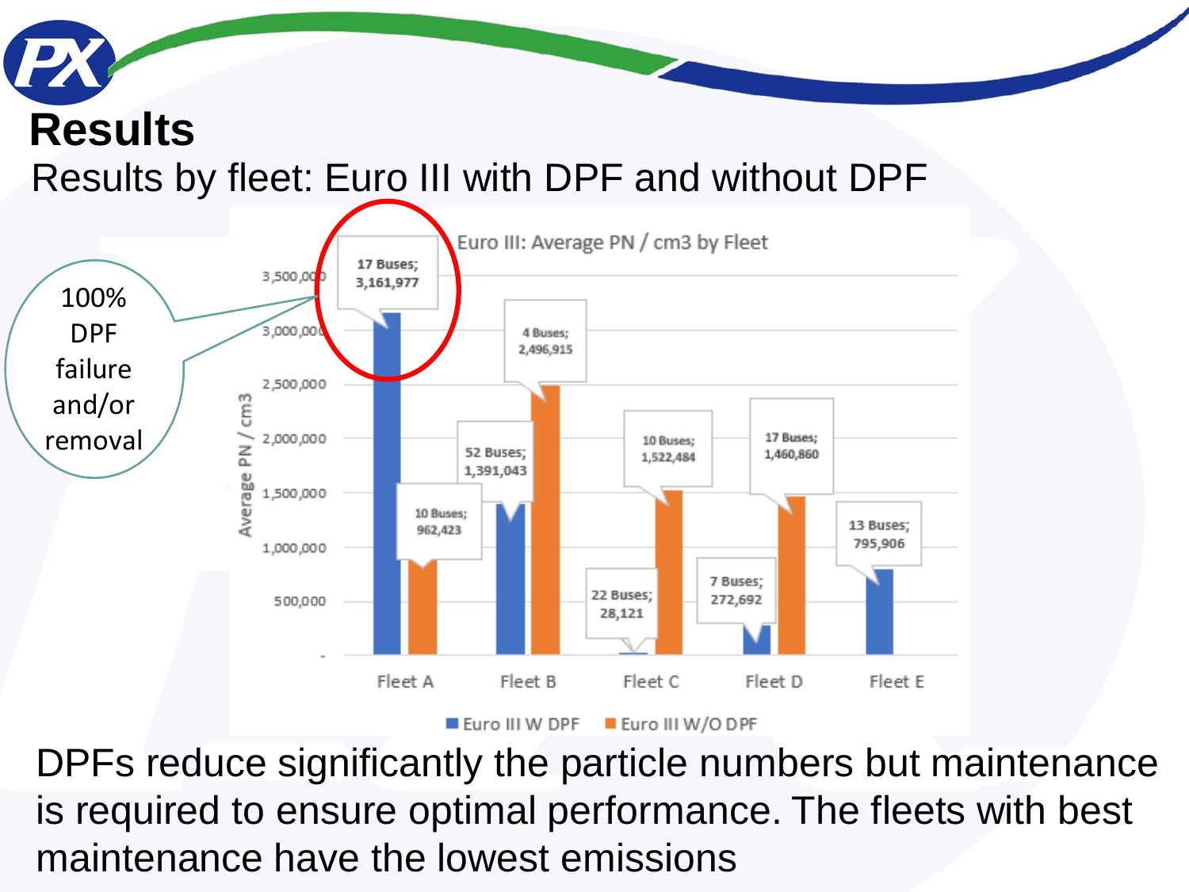# Results

Results by fleet: Euro III with DPF and without DPF

**Euro III: Average PN / cm3 by Fleet**

| Fleet | Euro III W DPF | Euro III W/O DPF |
| --- | --- | --- |
| Fleet A | 17 Buses; 3,161,977 | 10 Buses; 962,423 |
| Fleet B | 52 Buses; 1,391,043 | 4 Buses; 2,496,915 |
| Fleet C | 22 Buses; 28,121 | 10 Buses; 1,522,484 |
| Fleet D | 7 Buses; 272,692 | 17 Buses; 1,460,860 |
| Fleet E | 13 Buses; 795,906 | |

100% DPF failure and/or removal

DPFs reduce significantly the particle numbers but maintenance is required to ensure optimal performance. The fleets with best maintenance have the lowest emissions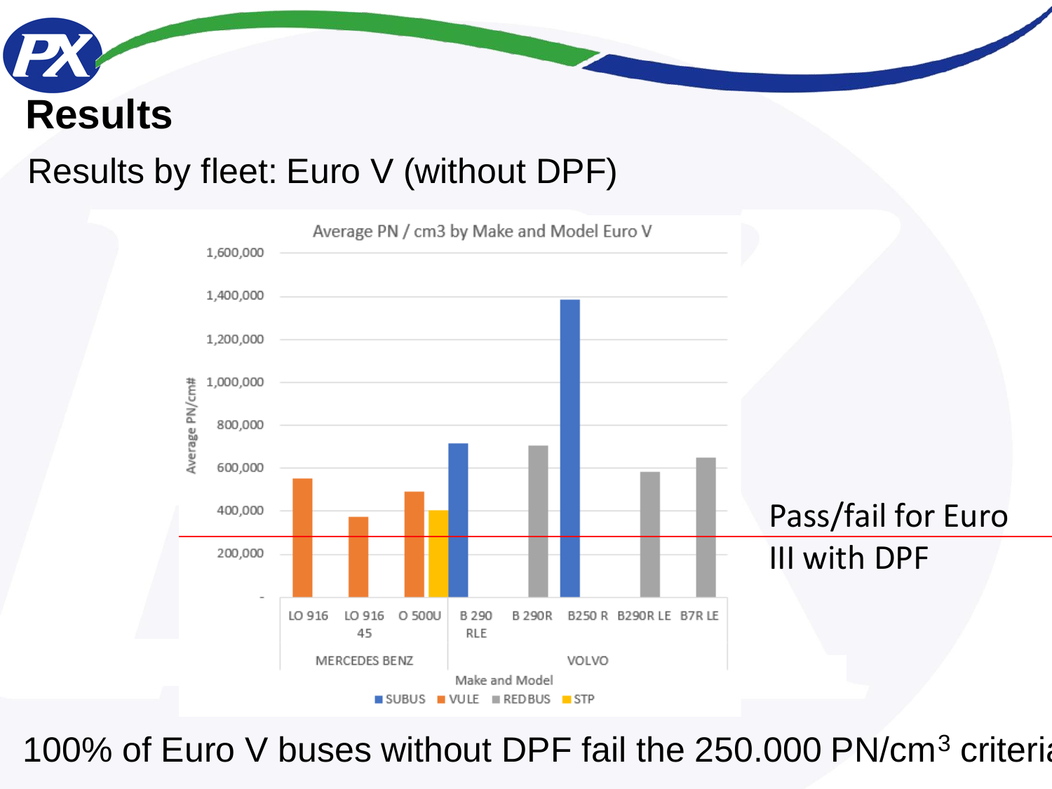# Results

## Results by fleet: Euro V (without DPF)

**Average PN / cm3 by Make and Model Euro V**

| Make | Model | Fleet | Average PN/cm# (approx.) |
|---|---|---|---|
| MERCEDES BENZ | LO 916 | VULE | 550,000 |
| MERCEDES BENZ | LO 916 45 | VULE | 370,000 |
| MERCEDES BENZ | O 500U | VULE | 490,000 |
| MERCEDES BENZ | O 500U | STP | 400,000 |
| VOLVO | B 290 RLE | SUBUS | 715,000 |
| VOLVO | B 290R | REDBUS | 705,000 |
| VOLVO | B250 R | SUBUS | 1,385,000 |
| VOLVO | B290R LE | REDBUS | 580,000 |
| VOLVO | B7R LE | REDBUS | 645,000 |

Make and Model

Legend: SUBUS, VULE, REDBUS, STP

Pass/fail for Euro III with DPF

100% of Euro V buses without DPF fail the 250.000 PN/cm$^3$ criteria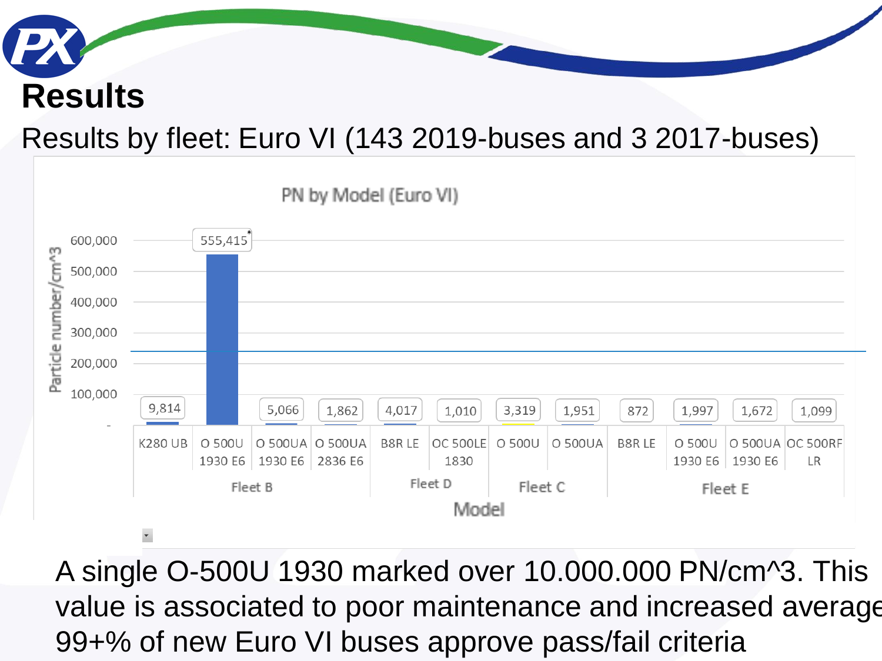# Results

Results by fleet: Euro VI (143 2019-buses and 3 2017-buses)

PN by Model (Euro VI)

| Fleet | Model | Particle number/cm^3 |
| --- | --- | --- |
| Fleet B | K280 UB | 9,814 |
| Fleet B | O 500U 1930 E6 | 555,415* |
| Fleet B | O 500UA 1930 E6 | 5,066 |
| Fleet B | O 500UA 2836 E6 | 1,862 |
| Fleet D | B8R LE | 4,017 |
| Fleet D | OC 500LE 1830 | 1,010 |
| Fleet C | O 500U | 3,319 |
| Fleet C | O 500UA | 1,951 |
| Fleet E | B8R LE | 872 |
| Fleet E | O 500U 1930 E6 | 1,997 |
| Fleet E | O 500UA 1930 E6 | 1,672 |
| Fleet E | OC 500RF LR | 1,099 |

A single O-500U 1930 marked over 10.000.000 PN/cm^3. This value is associated to poor maintenance and increased average
99+% of new Euro VI buses approve pass/fail criteria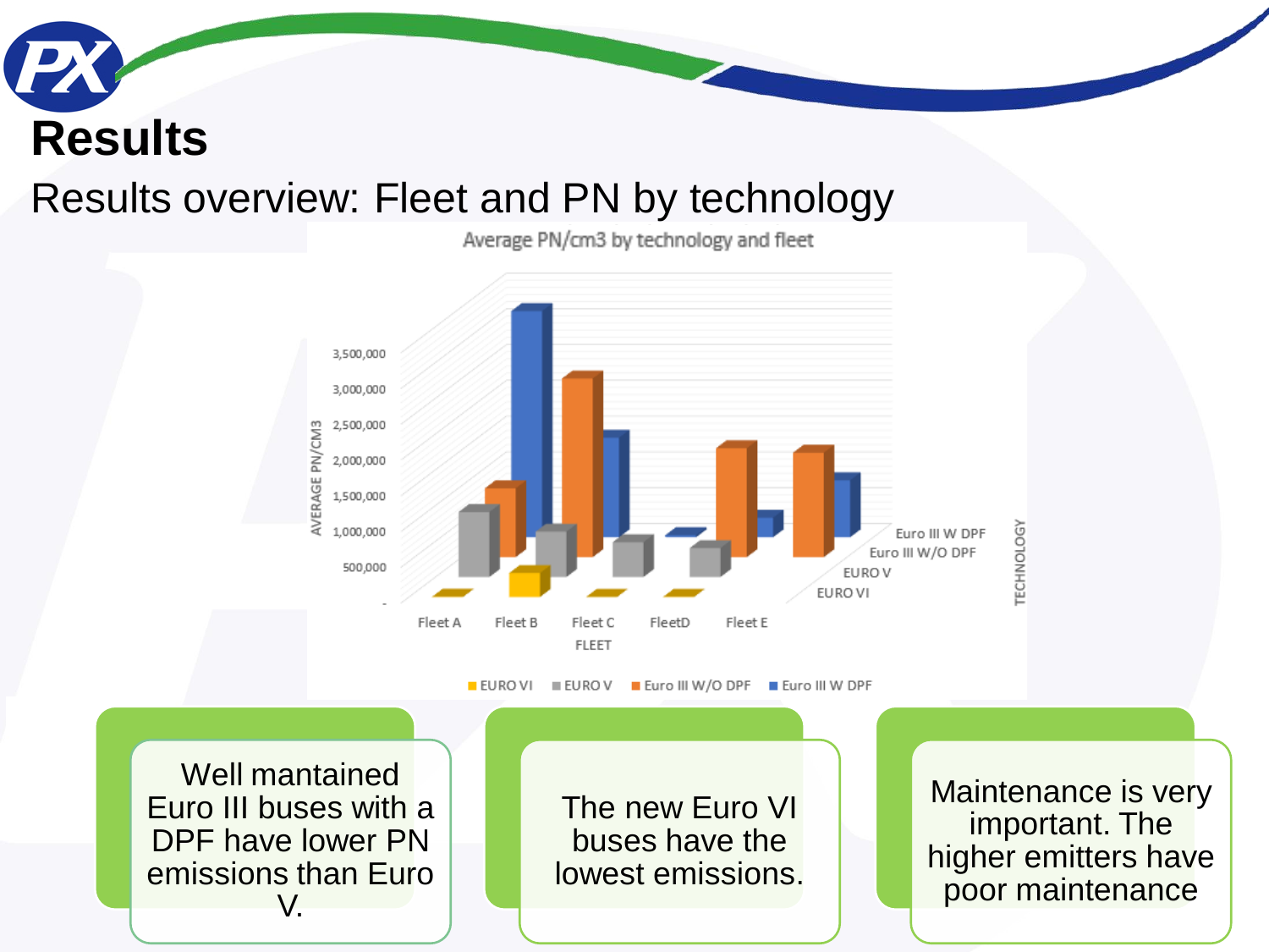# Results

## Results overview: Fleet and PN by technology

Average PN/cm3 by technology and fleet

Well mantained Euro III buses with a DPF have lower PN emissions than Euro V.

The new Euro VI buses have the lowest emissions.

Maintenance is very important. The higher emitters have poor maintenance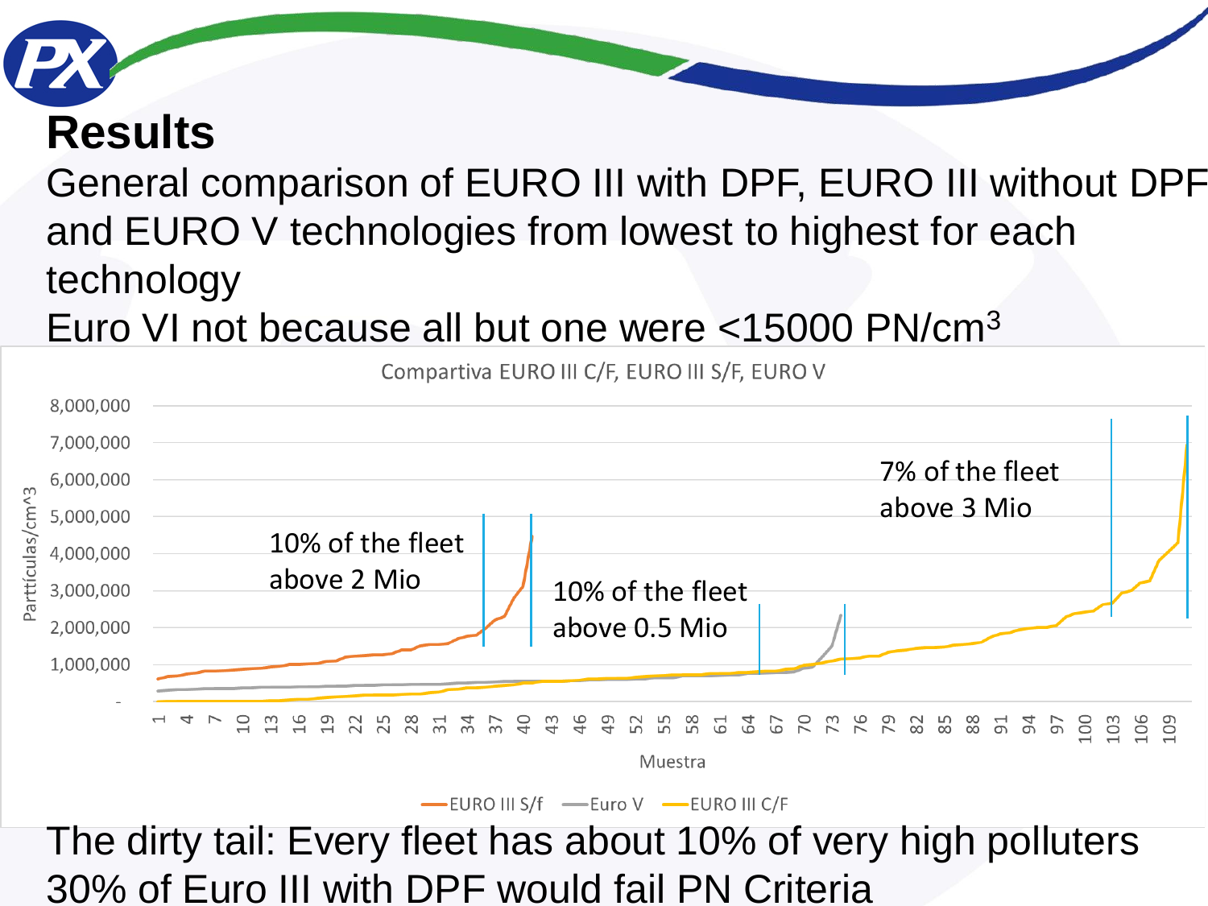# Results

General comparison of EURO III with DPF, EURO III without DPF and EURO V technologies from lowest to highest for each technology

Euro VI not because all but one were <15000 PN/cm$^3$

Compartiva EURO III C/F, EURO III S/F, EURO V

10% of the fleet above 2 Mio

10% of the fleet above 0.5 Mio

7% of the fleet above 3 Mio

EURO III S/f — Euro V — EURO III C/F

The dirty tail: Every fleet has about 10% of very high polluters

30% of Euro III with DPF would fail PN Criteria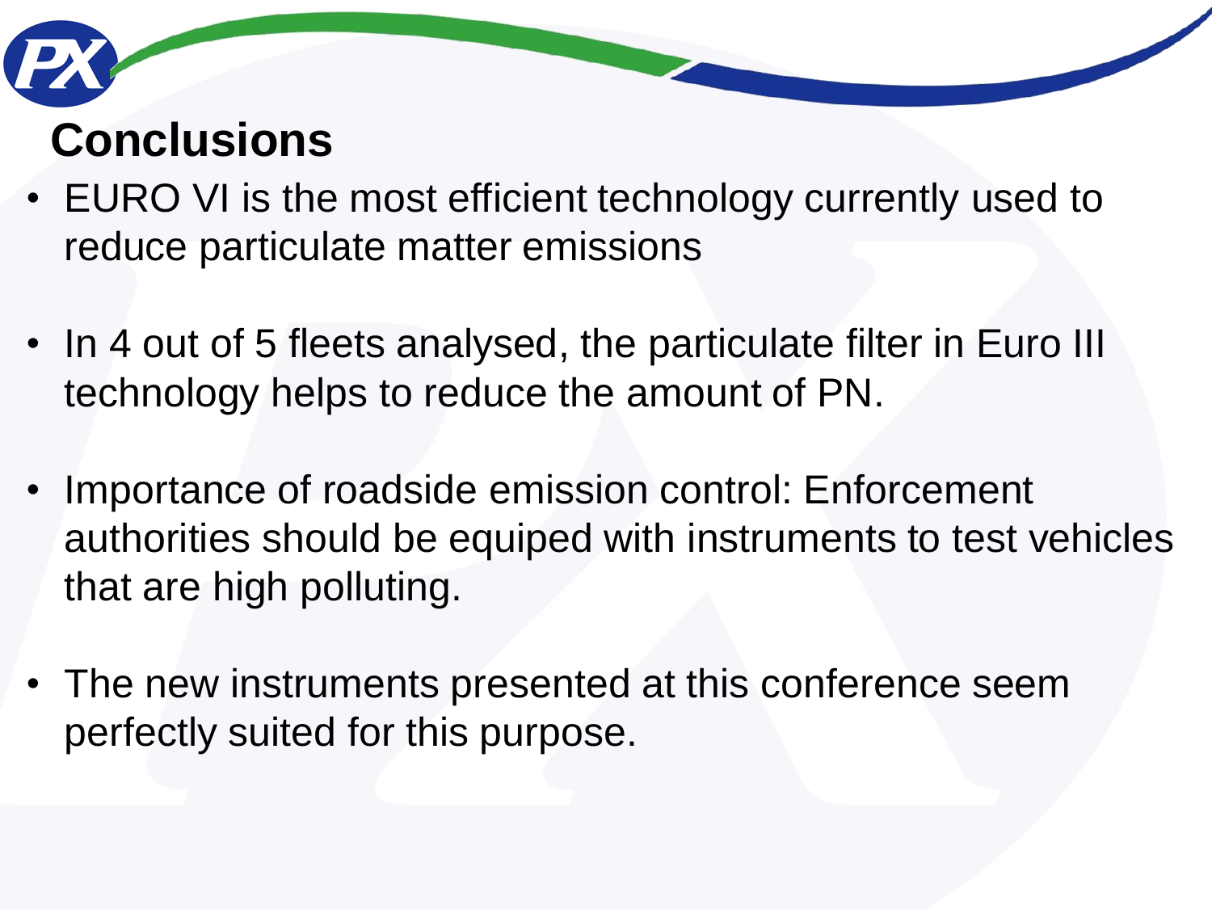# Conclusions

- EURO VI is the most efficient technology currently used to reduce particulate matter emissions
- In 4 out of 5 fleets analysed, the particulate filter in Euro III technology helps to reduce the amount of PN.
- Importance of roadside emission control: Enforcement authorities should be equiped with instruments to test vehicles that are high polluting.
- The new instruments presented at this conference seem perfectly suited for this purpose.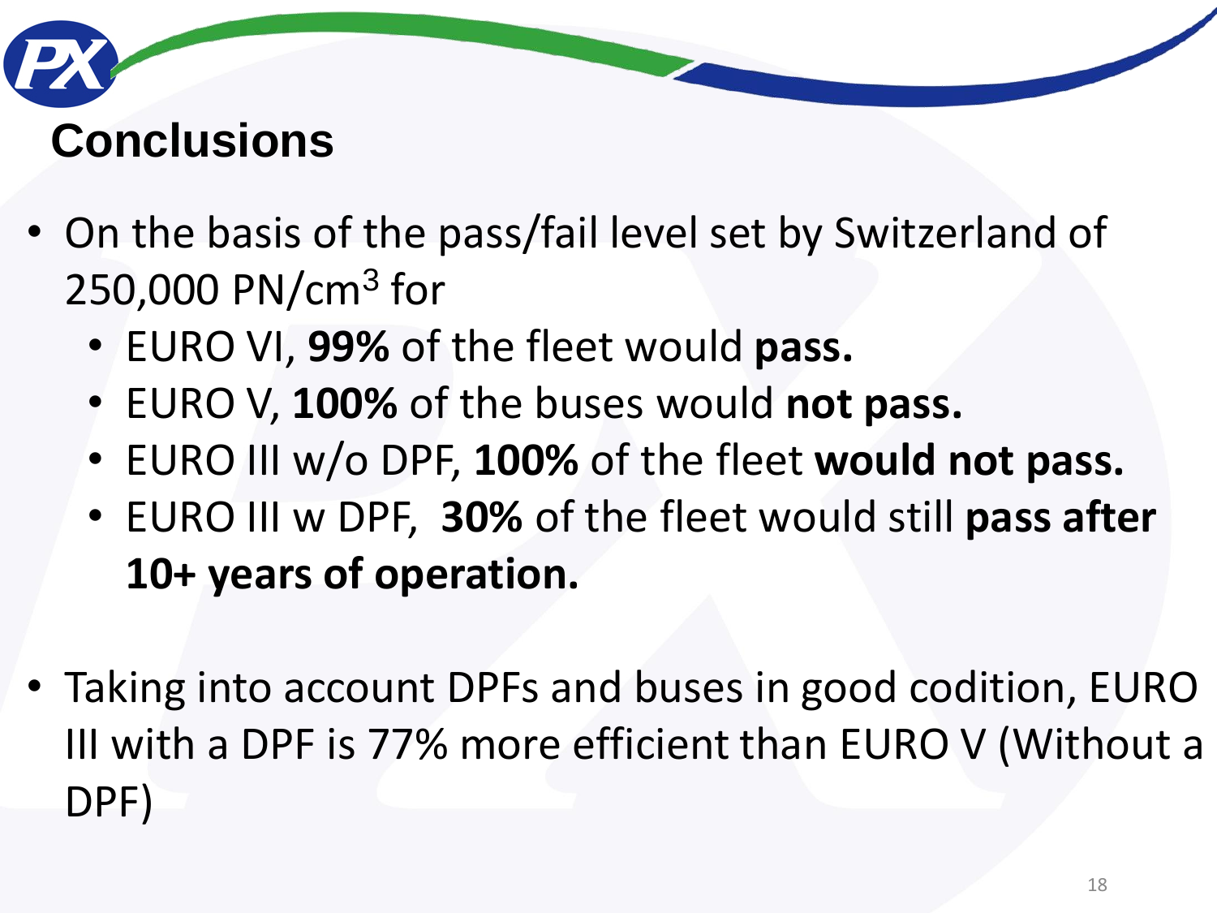# Conclusions

- On the basis of the pass/fail level set by Switzerland of 250,000 PN/$cm^3$ for
  - EURO VI, **99%** of the fleet would **pass.**
  - EURO V, **100%** of the buses would **not pass.**
  - EURO III w/o DPF, **100%** of the fleet **would not pass.**
  - EURO III w DPF, **30%** of the fleet would still **pass after 10+ years of operation.**

- Taking into account DPFs and buses in good codition, EURO III with a DPF is 77% more efficient than EURO V (Without a DPF)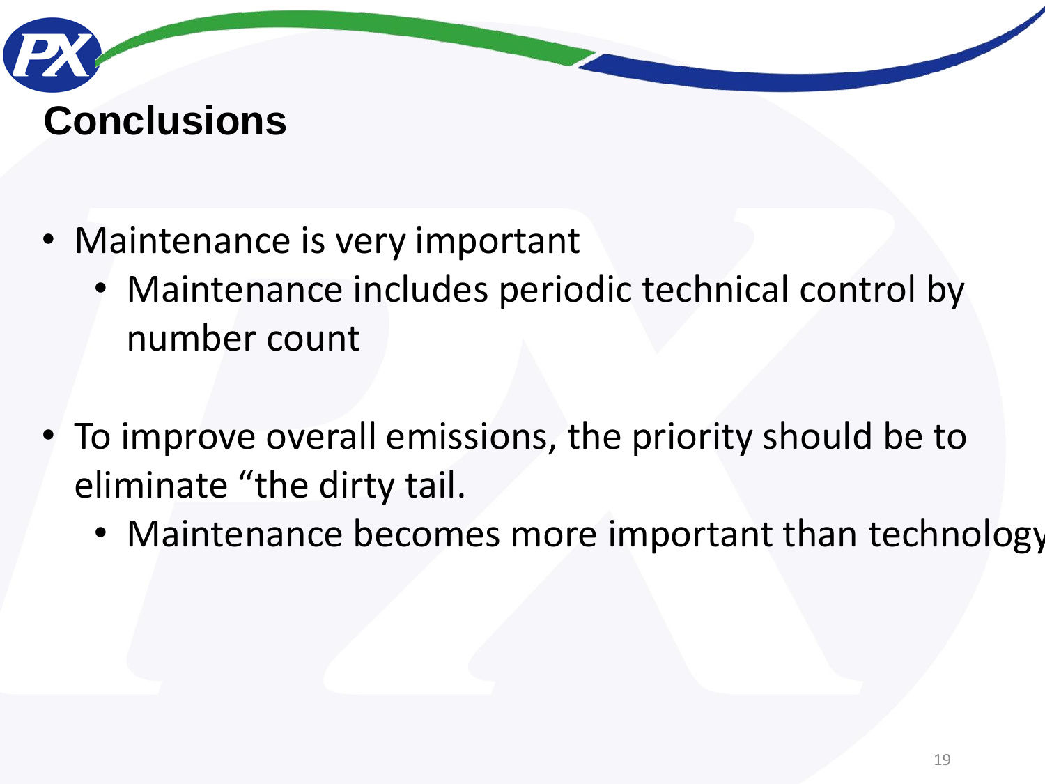# Conclusions

- Maintenance is very important
  - Maintenance includes periodic technical control by number count

- To improve overall emissions, the priority should be to eliminate “the dirty tail.
  - Maintenance becomes more important than technology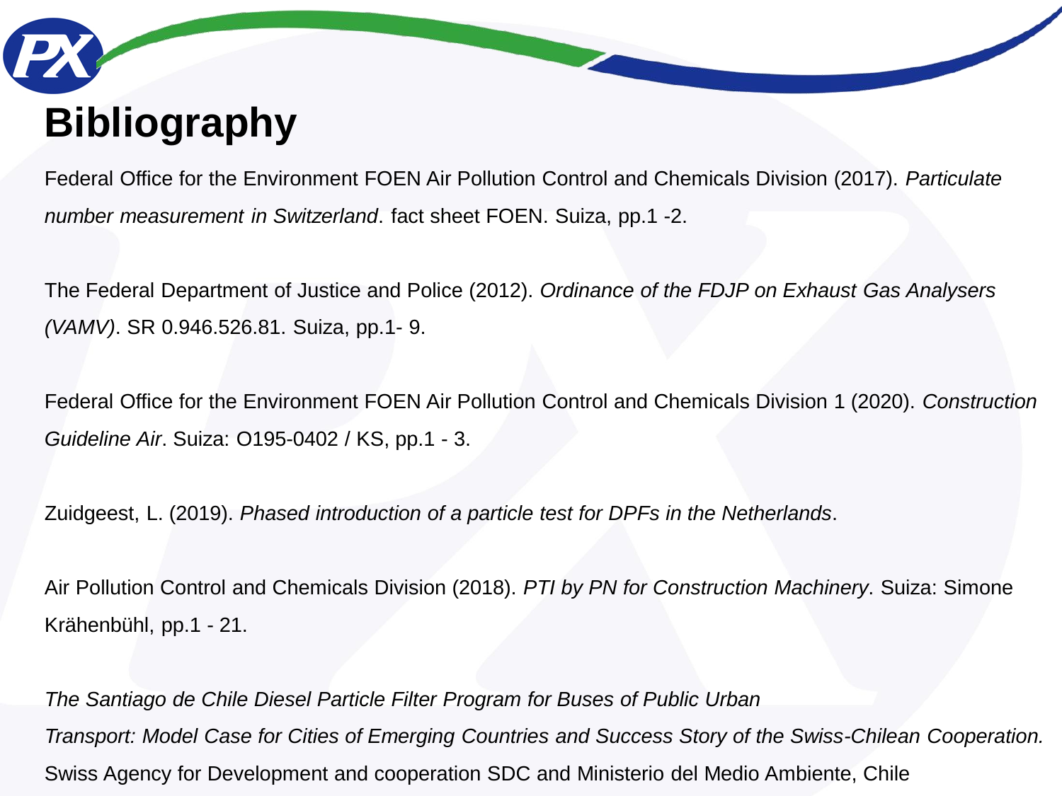# Bibliography

Federal Office for the Environment FOEN Air Pollution Control and Chemicals Division (2017). *Particulate number measurement in Switzerland*. fact sheet FOEN. Suiza, pp.1 -2.

The Federal Department of Justice and Police (2012). *Ordinance of the FDJP on Exhaust Gas Analysers (VAMV)*. SR 0.946.526.81. Suiza, pp.1- 9.

Federal Office for the Environment FOEN Air Pollution Control and Chemicals Division 1 (2020). *Construction Guideline Air*. Suiza: O195-0402 / KS, pp.1 - 3.

Zuidgeest, L. (2019). *Phased introduction of a particle test for DPFs in the Netherlands*.

Air Pollution Control and Chemicals Division (2018). *PTI by PN for Construction Machinery*. Suiza: Simone Krähenbühl, pp.1 - 21.

*The Santiago de Chile Diesel Particle Filter Program for Buses of Public Urban Transport: Model Case for Cities of Emerging Countries and Success Story of the Swiss-Chilean Cooperation.* Swiss Agency for Development and cooperation SDC and Ministerio del Medio Ambiente, Chile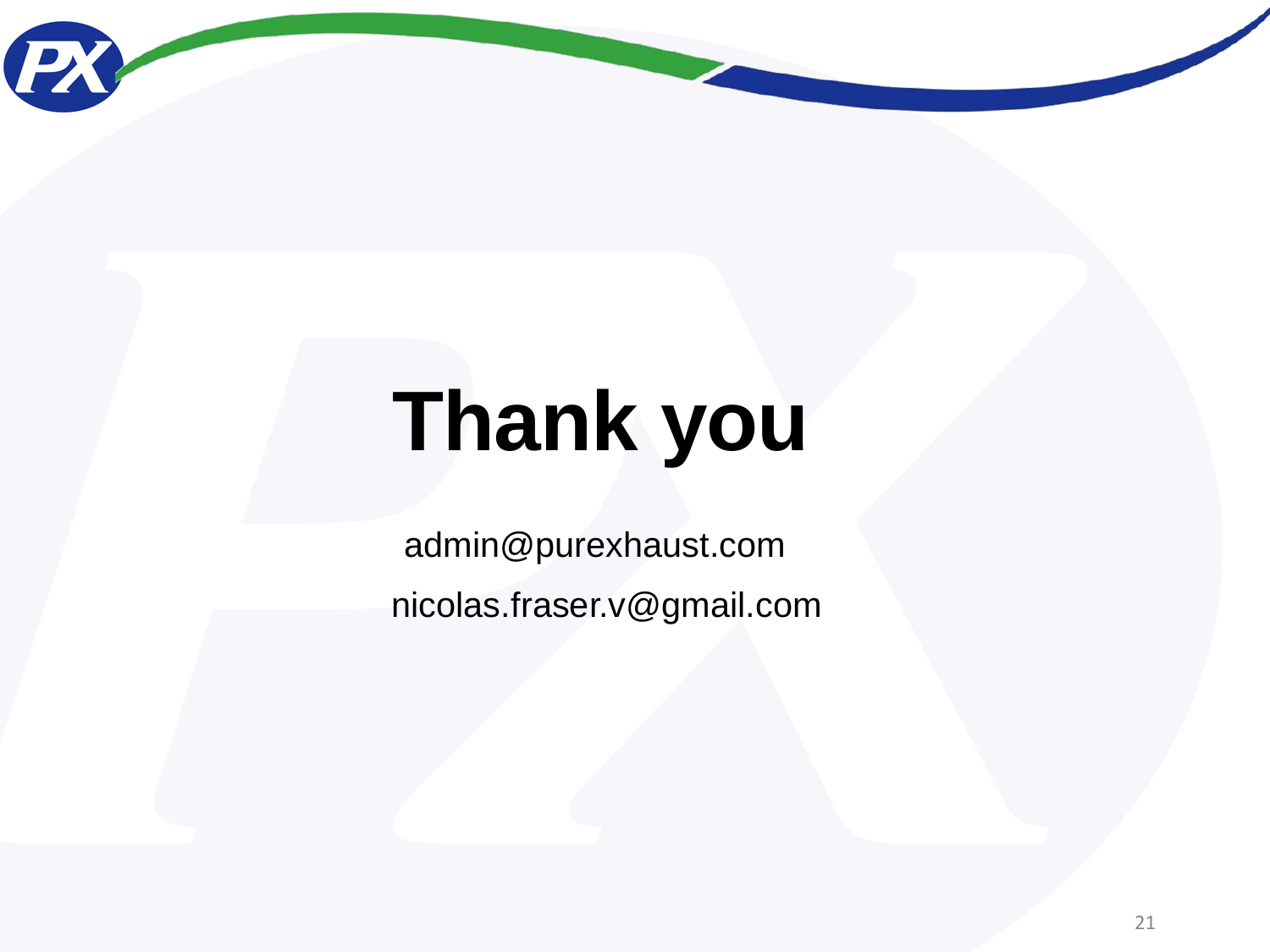# Thank you

admin@purexhaust.com

nicolas.fraser.v@gmail.com